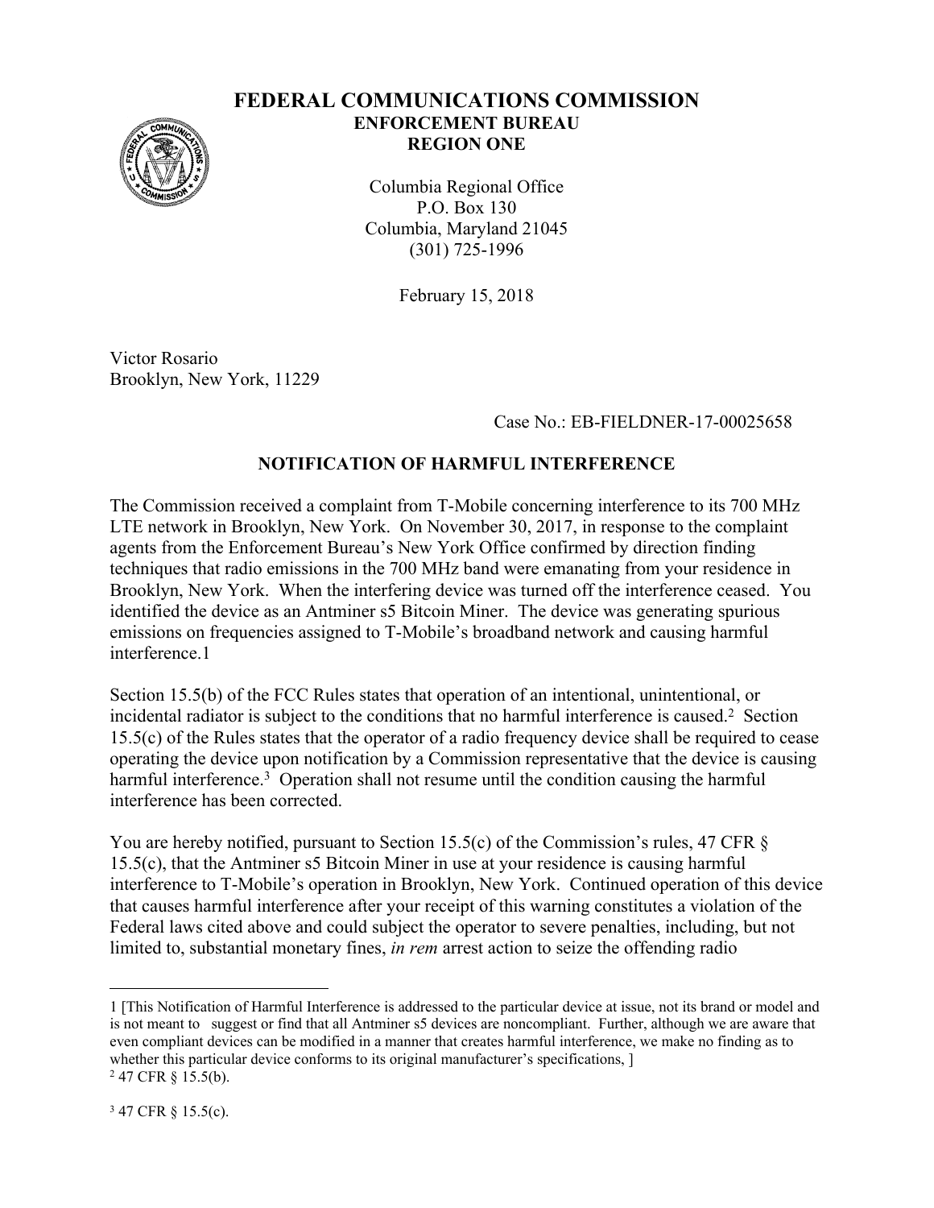# FEDERAL COMMUNICATIONS COMMISSION

**ENFORCEMENT BUREAU**
**REGION ONE**

Columbia Regional Office
P.O. Box 130
Columbia, Maryland 21045
(301) 725-1996

February 15, 2018

Victor Rosario
Brooklyn, New York, 11229

Case No.: EB-FIELDNER-17-00025658

## NOTIFICATION OF HARMFUL INTERFERENCE

The Commission received a complaint from T-Mobile concerning interference to its 700 MHz LTE network in Brooklyn, New York. On November 30, 2017, in response to the complaint agents from the Enforcement Bureau's New York Office confirmed by direction finding techniques that radio emissions in the 700 MHz band were emanating from your residence in Brooklyn, New York. When the interfering device was turned off the interference ceased. You identified the device as an Antminer s5 Bitcoin Miner. The device was generating spurious emissions on frequencies assigned to T-Mobile's broadband network and causing harmful interference.1

Section 15.5(b) of the FCC Rules states that operation of an intentional, unintentional, or incidental radiator is subject to the conditions that no harmful interference is caused.[2] Section 15.5(c) of the Rules states that the operator of a radio frequency device shall be required to cease operating the device upon notification by a Commission representative that the device is causing harmful interference.[3] Operation shall not resume until the condition causing the harmful interference has been corrected.

You are hereby notified, pursuant to Section 15.5(c) of the Commission's rules, 47 CFR § 15.5(c), that the Antminer s5 Bitcoin Miner in use at your residence is causing harmful interference to T-Mobile's operation in Brooklyn, New York. Continued operation of this device that causes harmful interference after your receipt of this warning constitutes a violation of the Federal laws cited above and could subject the operator to severe penalties, including, but not limited to, substantial monetary fines, *in rem* arrest action to seize the offending radio

---

1 [This Notification of Harmful Interference is addressed to the particular device at issue, not its brand or model and is not meant to suggest or find that all Antminer s5 devices are noncompliant. Further, although we are aware that even compliant devices can be modified in a manner that creates harmful interference, we make no finding as to whether this particular device conforms to its original manufacturer's specifications, ]

2 47 CFR § 15.5(b).

3 47 CFR § 15.5(c).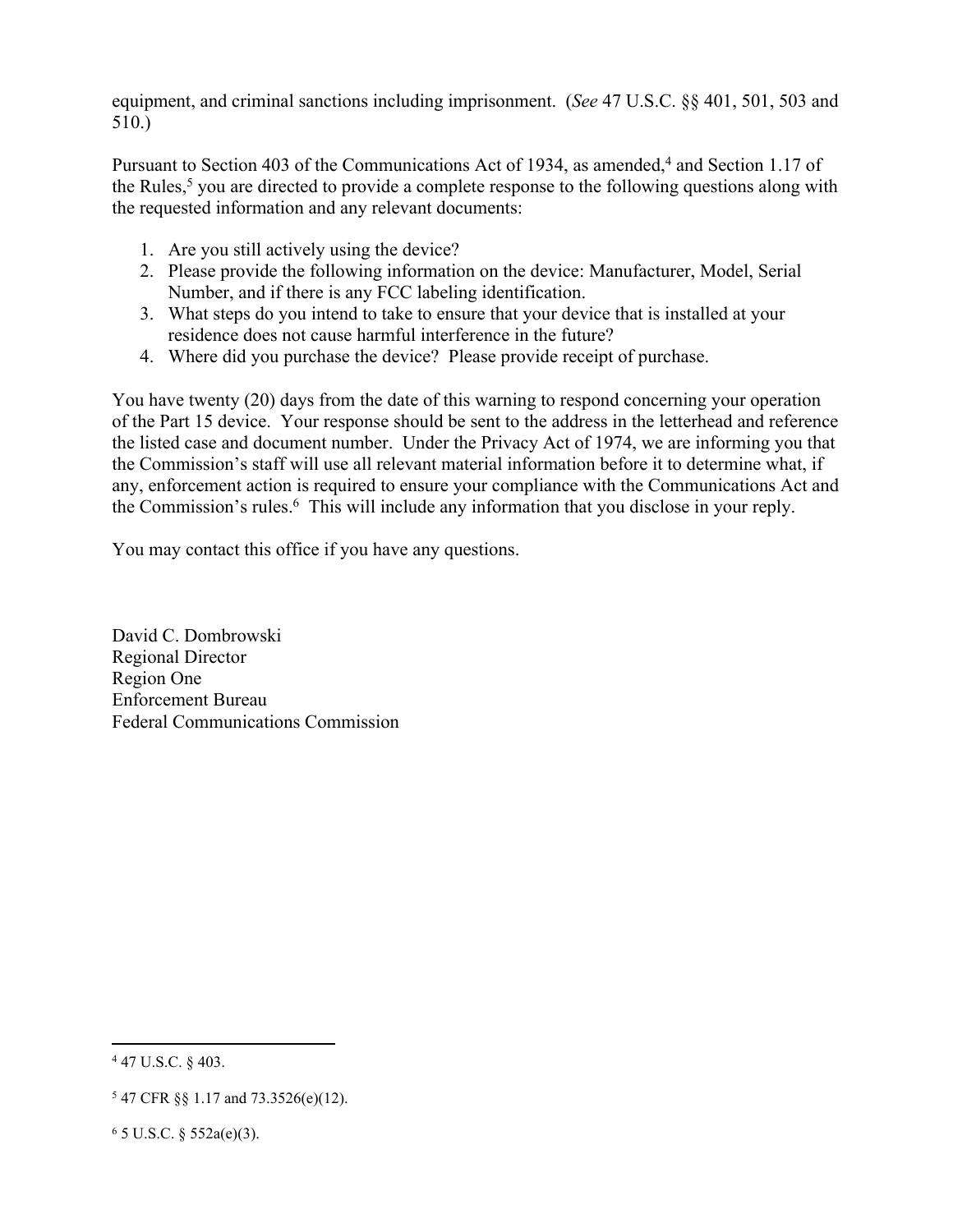equipment, and criminal sanctions including imprisonment. (*See* 47 U.S.C. §§ 401, 501, 503 and 510.)

Pursuant to Section 403 of the Communications Act of 1934, as amended,[4] and Section 1.17 of the Rules,[5] you are directed to provide a complete response to the following questions along with the requested information and any relevant documents:

1. Are you still actively using the device?
2. Please provide the following information on the device: Manufacturer, Model, Serial Number, and if there is any FCC labeling identification.
3. What steps do you intend to take to ensure that your device that is installed at your residence does not cause harmful interference in the future?
4. Where did you purchase the device? Please provide receipt of purchase.

You have twenty (20) days from the date of this warning to respond concerning your operation of the Part 15 device. Your response should be sent to the address in the letterhead and reference the listed case and document number. Under the Privacy Act of 1974, we are informing you that the Commission's staff will use all relevant material information before it to determine what, if any, enforcement action is required to ensure your compliance with the Communications Act and the Commission's rules.[6] This will include any information that you disclose in your reply.

You may contact this office if you have any questions.

David C. Dombrowski
Regional Director
Region One
Enforcement Bureau
Federal Communications Commission

---

[4] 47 U.S.C. § 403.

[5] 47 CFR §§ 1.17 and 73.3526(e)(12).

[6] 5 U.S.C. § 552a(e)(3).